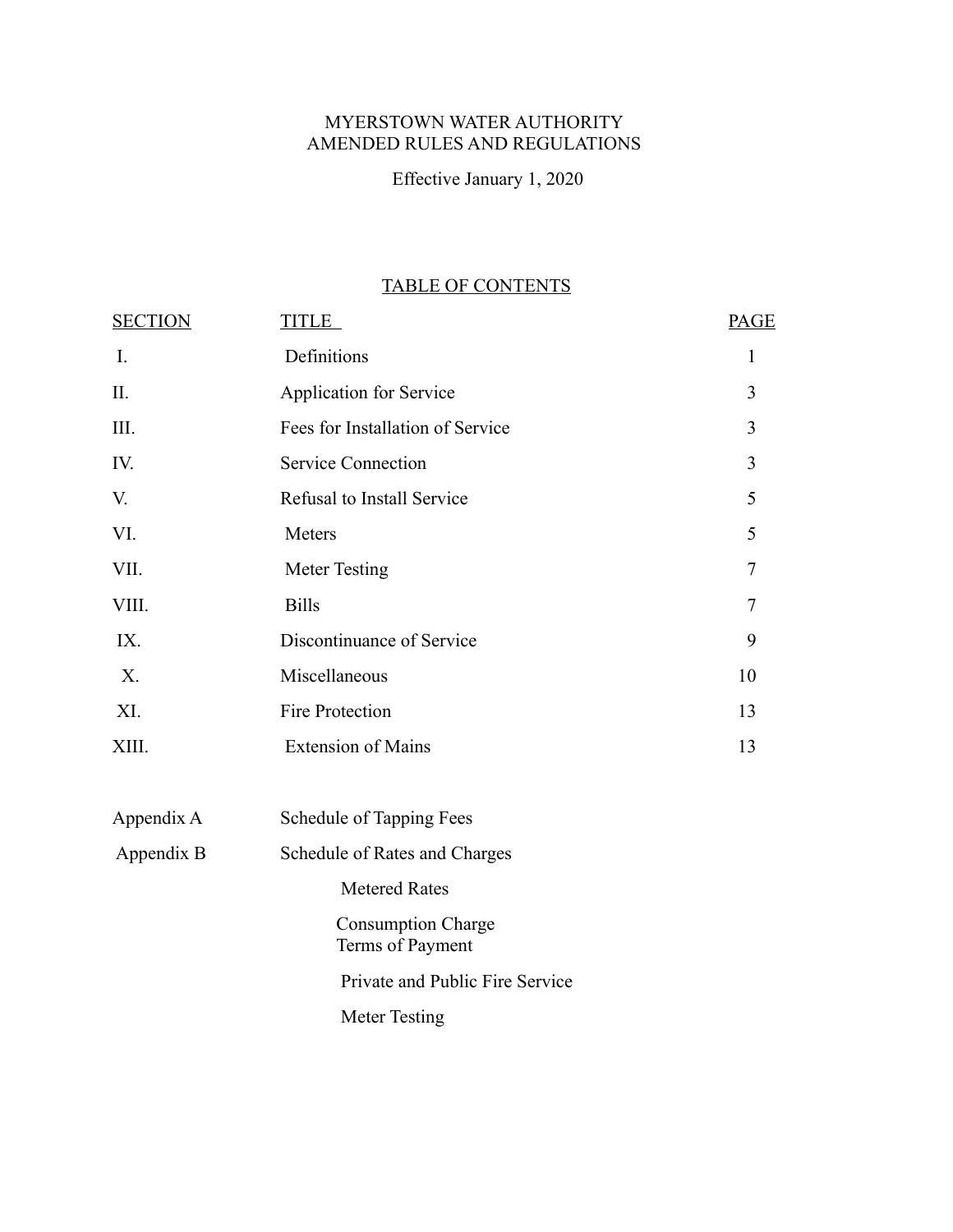# MYERSTOWN WATER AUTHORITY
# AMENDED RULES AND REGULATIONS

Effective January 1, 2020

## TABLE OF CONTENTS

| SECTION | TITLE | PAGE |
|---|---|---|
| I. | Definitions | 1 |
| II. | Application for Service | 3 |
| III. | Fees for Installation of Service | 3 |
| IV. | Service Connection | 3 |
| V. | Refusal to Install Service | 5 |
| VI. | Meters | 5 |
| VII. | Meter Testing | 7 |
| VIII. | Bills | 7 |
| IX. | Discontinuance of Service | 9 |
| X. | Miscellaneous | 10 |
| XI. | Fire Protection | 13 |
| XIII. | Extension of Mains | 13 |
| | | |
| Appendix A | Schedule of Tapping Fees | |
| Appendix B | Schedule of Rates and Charges | |
| | Metered Rates | |
| | Consumption Charge<br>Terms of Payment | |
| | Private and Public Fire Service | |
| | Meter Testing | |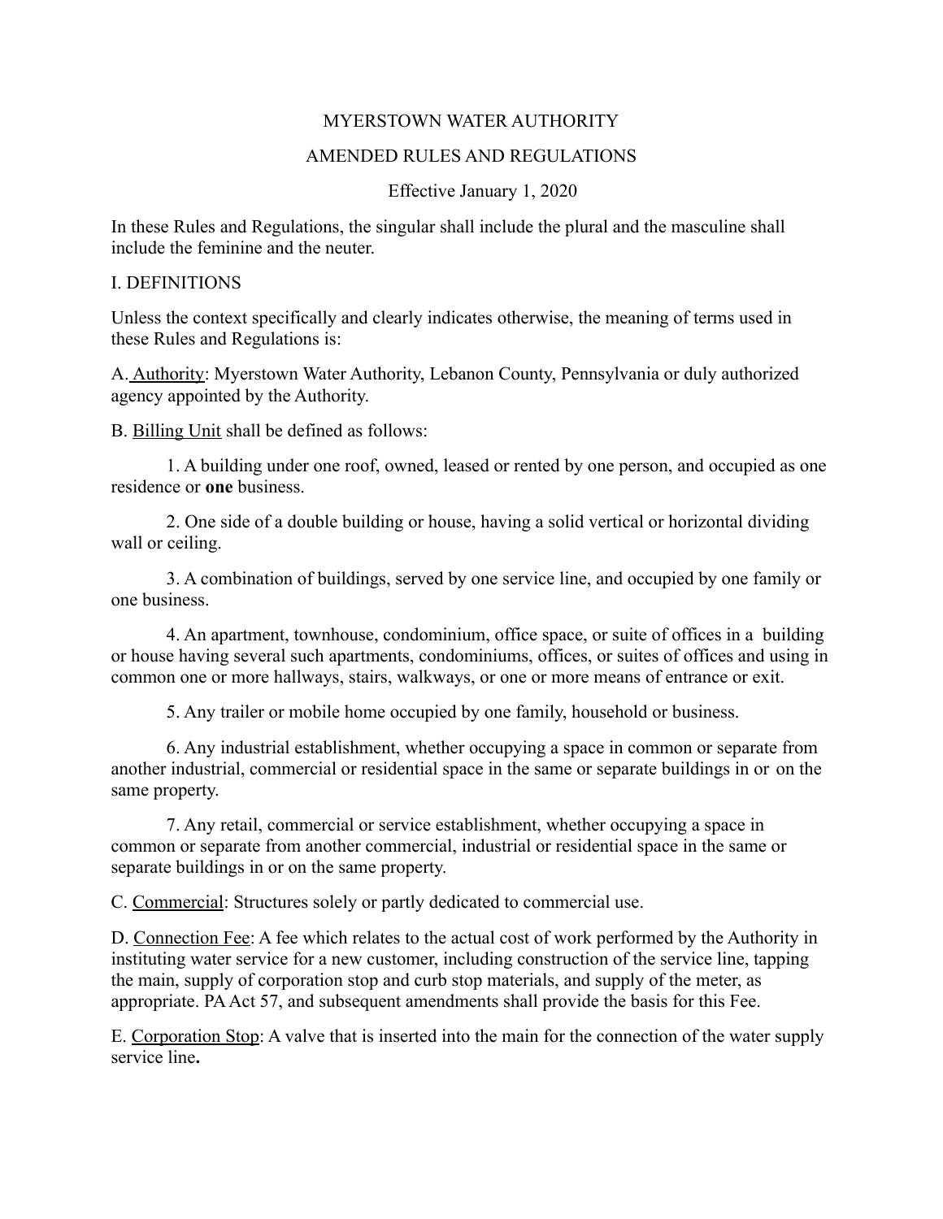MYERSTOWN WATER AUTHORITY

AMENDED RULES AND REGULATIONS

Effective January 1, 2020

In these Rules and Regulations, the singular shall include the plural and the masculine shall include the feminine and the neuter.

I. DEFINITIONS

Unless the context specifically and clearly indicates otherwise, the meaning of terms used in these Rules and Regulations is:

A. Authority: Myerstown Water Authority, Lebanon County, Pennsylvania or duly authorized agency appointed by the Authority.

B. Billing Unit shall be defined as follows:

1. A building under one roof, owned, leased or rented by one person, and occupied as one residence or **one** business.

2. One side of a double building or house, having a solid vertical or horizontal dividing wall or ceiling.

3. A combination of buildings, served by one service line, and occupied by one family or one business.

4. An apartment, townhouse, condominium, office space, or suite of offices in a building or house having several such apartments, condominiums, offices, or suites of offices and using in common one or more hallways, stairs, walkways, or one or more means of entrance or exit.

5. Any trailer or mobile home occupied by one family, household or business.

6. Any industrial establishment, whether occupying a space in common or separate from another industrial, commercial or residential space in the same or separate buildings in or on the same property.

7. Any retail, commercial or service establishment, whether occupying a space in common or separate from another commercial, industrial or residential space in the same or separate buildings in or on the same property.

C. Commercial: Structures solely or partly dedicated to commercial use.

D. Connection Fee: A fee which relates to the actual cost of work performed by the Authority in instituting water service for a new customer, including construction of the service line, tapping the main, supply of corporation stop and curb stop materials, and supply of the meter, as appropriate. PA Act 57, and subsequent amendments shall provide the basis for this Fee.

E. Corporation Stop: A valve that is inserted into the main for the connection of the water supply service line**.**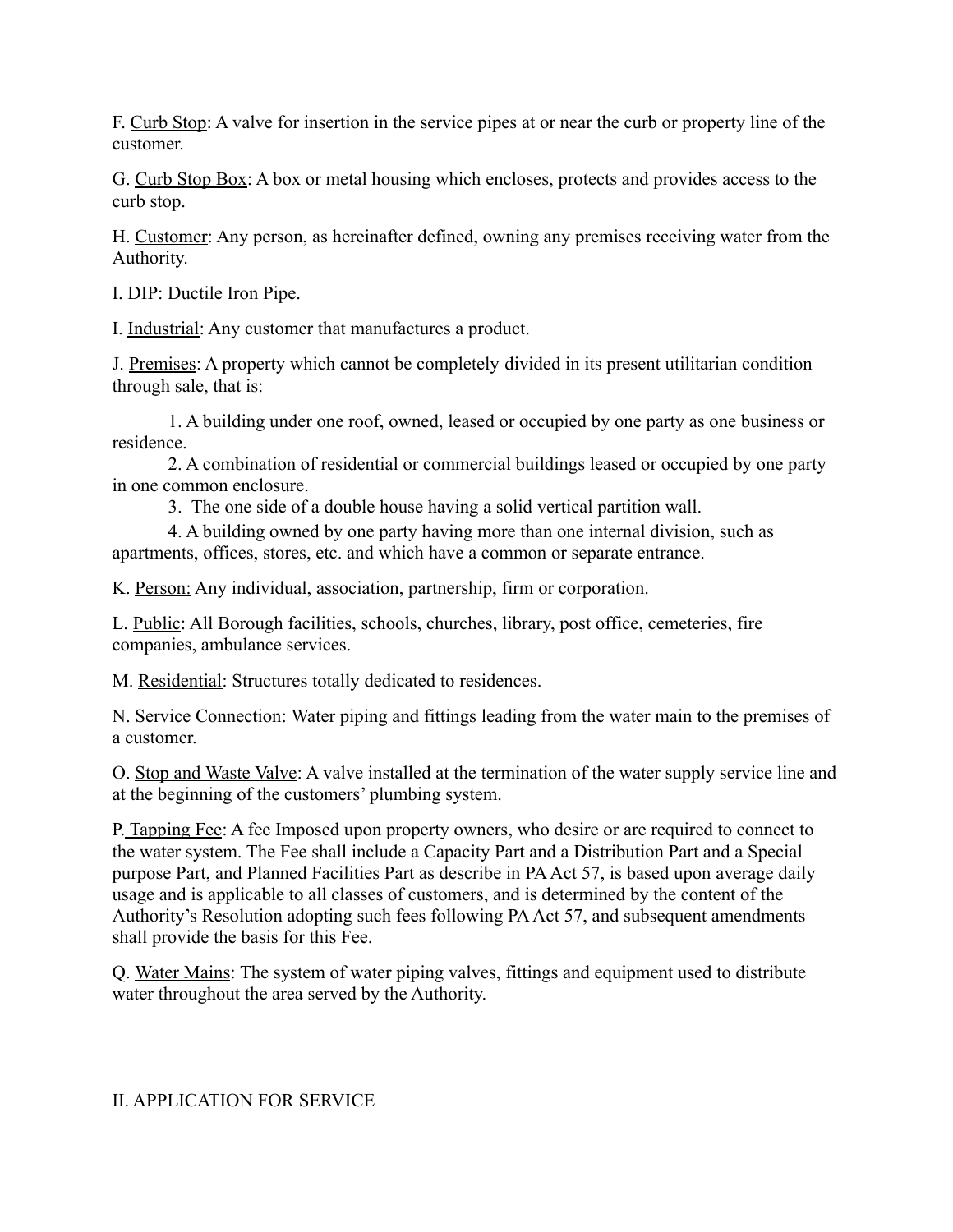F. Curb Stop: A valve for insertion in the service pipes at or near the curb or property line of the customer.

G. Curb Stop Box: A box or metal housing which encloses, protects and provides access to the curb stop.

H. Customer: Any person, as hereinafter defined, owning any premises receiving water from the Authority.

I. DIP: Ductile Iron Pipe.

I. Industrial: Any customer that manufactures a product.

J. Premises: A property which cannot be completely divided in its present utilitarian condition through sale, that is:

1. A building under one roof, owned, leased or occupied by one party as one business or residence.
2. A combination of residential or commercial buildings leased or occupied by one party in one common enclosure.
3. The one side of a double house having a solid vertical partition wall.
4. A building owned by one party having more than one internal division, such as apartments, offices, stores, etc. and which have a common or separate entrance.

K. Person: Any individual, association, partnership, firm or corporation.

L. Public: All Borough facilities, schools, churches, library, post office, cemeteries, fire companies, ambulance services.

M. Residential: Structures totally dedicated to residences.

N. Service Connection: Water piping and fittings leading from the water main to the premises of a customer.

O. Stop and Waste Valve: A valve installed at the termination of the water supply service line and at the beginning of the customers' plumbing system.

P. Tapping Fee: A fee Imposed upon property owners, who desire or are required to connect to the water system. The Fee shall include a Capacity Part and a Distribution Part and a Special purpose Part, and Planned Facilities Part as describe in PA Act 57, is based upon average daily usage and is applicable to all classes of customers, and is determined by the content of the Authority's Resolution adopting such fees following PA Act 57, and subsequent amendments shall provide the basis for this Fee.

Q. Water Mains: The system of water piping valves, fittings and equipment used to distribute water throughout the area served by the Authority.

## II. APPLICATION FOR SERVICE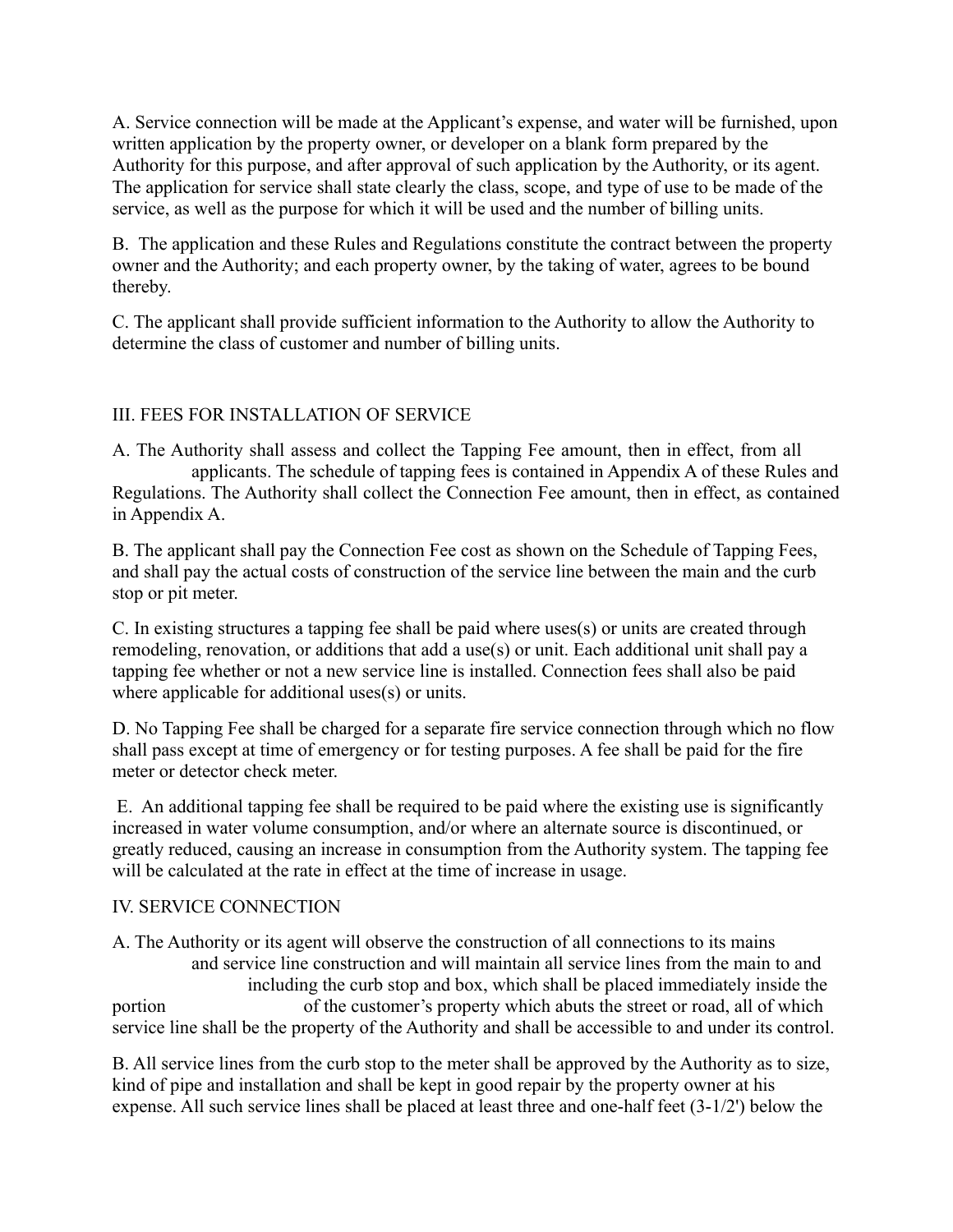A. Service connection will be made at the Applicant's expense, and water will be furnished, upon written application by the property owner, or developer on a blank form prepared by the Authority for this purpose, and after approval of such application by the Authority, or its agent. The application for service shall state clearly the class, scope, and type of use to be made of the service, as well as the purpose for which it will be used and the number of billing units.

B. The application and these Rules and Regulations constitute the contract between the property owner and the Authority; and each property owner, by the taking of water, agrees to be bound thereby.

C. The applicant shall provide sufficient information to the Authority to allow the Authority to determine the class of customer and number of billing units.

## III. FEES FOR INSTALLATION OF SERVICE

A. The Authority shall assess and collect the Tapping Fee amount, then in effect, from all applicants. The schedule of tapping fees is contained in Appendix A of these Rules and Regulations. The Authority shall collect the Connection Fee amount, then in effect, as contained in Appendix A.

B. The applicant shall pay the Connection Fee cost as shown on the Schedule of Tapping Fees, and shall pay the actual costs of construction of the service line between the main and the curb stop or pit meter.

C. In existing structures a tapping fee shall be paid where uses(s) or units are created through remodeling, renovation, or additions that add a use(s) or unit. Each additional unit shall pay a tapping fee whether or not a new service line is installed. Connection fees shall also be paid where applicable for additional uses(s) or units.

D. No Tapping Fee shall be charged for a separate fire service connection through which no flow shall pass except at time of emergency or for testing purposes. A fee shall be paid for the fire meter or detector check meter.

E. An additional tapping fee shall be required to be paid where the existing use is significantly increased in water volume consumption, and/or where an alternate source is discontinued, or greatly reduced, causing an increase in consumption from the Authority system. The tapping fee will be calculated at the rate in effect at the time of increase in usage.

## IV. SERVICE CONNECTION

A. The Authority or its agent will observe the construction of all connections to its mains and service line construction and will maintain all service lines from the main to and including the curb stop and box, which shall be placed immediately inside the portion of the customer's property which abuts the street or road, all of which service line shall be the property of the Authority and shall be accessible to and under its control.

B. All service lines from the curb stop to the meter shall be approved by the Authority as to size, kind of pipe and installation and shall be kept in good repair by the property owner at his expense. All such service lines shall be placed at least three and one-half feet (3-1/2') below the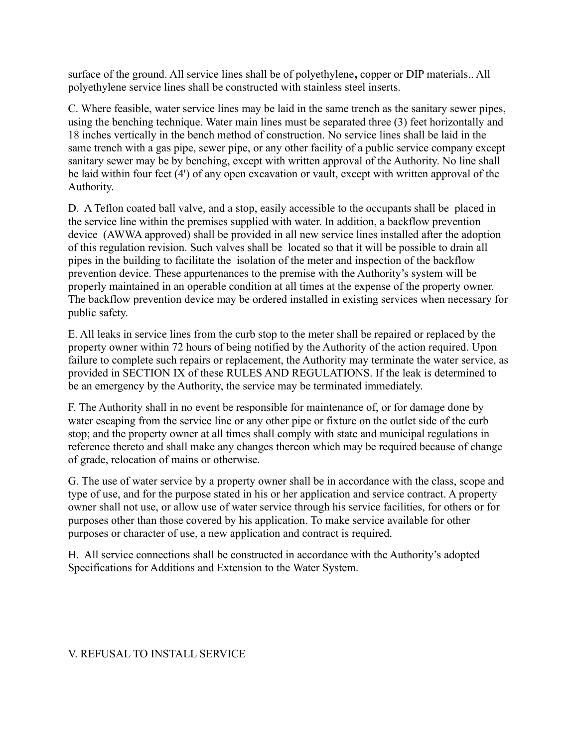surface of the ground. All service lines shall be of polyethylene**,** copper or DIP materials.. All polyethylene service lines shall be constructed with stainless steel inserts.

C. Where feasible, water service lines may be laid in the same trench as the sanitary sewer pipes, using the benching technique. Water main lines must be separated three (3) feet horizontally and 18 inches vertically in the bench method of construction. No service lines shall be laid in the same trench with a gas pipe, sewer pipe, or any other facility of a public service company except sanitary sewer may be by benching, except with written approval of the Authority. No line shall be laid within four feet (4') of any open excavation or vault, except with written approval of the Authority.

D. A Teflon coated ball valve, and a stop, easily accessible to the occupants shall be placed in the service line within the premises supplied with water. In addition, a backflow prevention device (AWWA approved) shall be provided in all new service lines installed after the adoption of this regulation revision. Such valves shall be located so that it will be possible to drain all pipes in the building to facilitate the isolation of the meter and inspection of the backflow prevention device. These appurtenances to the premise with the Authority's system will be properly maintained in an operable condition at all times at the expense of the property owner. The backflow prevention device may be ordered installed in existing services when necessary for public safety.

E. All leaks in service lines from the curb stop to the meter shall be repaired or replaced by the property owner within 72 hours of being notified by the Authority of the action required. Upon failure to complete such repairs or replacement, the Authority may terminate the water service, as provided in SECTION IX of these RULES AND REGULATIONS. If the leak is determined to be an emergency by the Authority, the service may be terminated immediately.

F. The Authority shall in no event be responsible for maintenance of, or for damage done by water escaping from the service line or any other pipe or fixture on the outlet side of the curb stop; and the property owner at all times shall comply with state and municipal regulations in reference thereto and shall make any changes thereon which may be required because of change of grade, relocation of mains or otherwise.

G. The use of water service by a property owner shall be in accordance with the class, scope and type of use, and for the purpose stated in his or her application and service contract. A property owner shall not use, or allow use of water service through his service facilities, for others or for purposes other than those covered by his application. To make service available for other purposes or character of use, a new application and contract is required.

H. All service connections shall be constructed in accordance with the Authority's adopted Specifications for Additions and Extension to the Water System.

## V. REFUSAL TO INSTALL SERVICE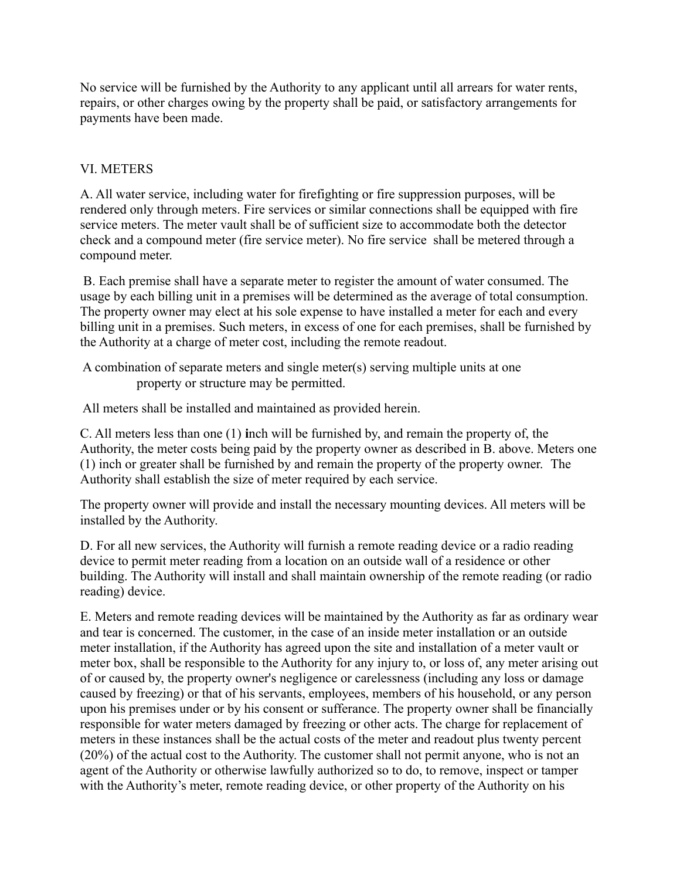No service will be furnished by the Authority to any applicant until all arrears for water rents, repairs, or other charges owing by the property shall be paid, or satisfactory arrangements for payments have been made.

## VI. METERS

A. All water service, including water for firefighting or fire suppression purposes, will be rendered only through meters. Fire services or similar connections shall be equipped with fire service meters. The meter vault shall be of sufficient size to accommodate both the detector check and a compound meter (fire service meter). No fire service shall be metered through a compound meter.

B. Each premise shall have a separate meter to register the amount of water consumed. The usage by each billing unit in a premises will be determined as the average of total consumption. The property owner may elect at his sole expense to have installed a meter for each and every billing unit in a premises. Such meters, in excess of one for each premises, shall be furnished by the Authority at a charge of meter cost, including the remote readout.

A combination of separate meters and single meter(s) serving multiple units at one property or structure may be permitted.

All meters shall be installed and maintained as provided herein.

C. All meters less than one (1) inch will be furnished by, and remain the property of, the Authority, the meter costs being paid by the property owner as described in B. above. Meters one (1) inch or greater shall be furnished by and remain the property of the property owner. The Authority shall establish the size of meter required by each service.

The property owner will provide and install the necessary mounting devices. All meters will be installed by the Authority.

D. For all new services, the Authority will furnish a remote reading device or a radio reading device to permit meter reading from a location on an outside wall of a residence or other building. The Authority will install and shall maintain ownership of the remote reading (or radio reading) device.

E. Meters and remote reading devices will be maintained by the Authority as far as ordinary wear and tear is concerned. The customer, in the case of an inside meter installation or an outside meter installation, if the Authority has agreed upon the site and installation of a meter vault or meter box, shall be responsible to the Authority for any injury to, or loss of, any meter arising out of or caused by, the property owner's negligence or carelessness (including any loss or damage caused by freezing) or that of his servants, employees, members of his household, or any person upon his premises under or by his consent or sufferance. The property owner shall be financially responsible for water meters damaged by freezing or other acts. The charge for replacement of meters in these instances shall be the actual costs of the meter and readout plus twenty percent (20%) of the actual cost to the Authority. The customer shall not permit anyone, who is not an agent of the Authority or otherwise lawfully authorized so to do, to remove, inspect or tamper with the Authority's meter, remote reading device, or other property of the Authority on his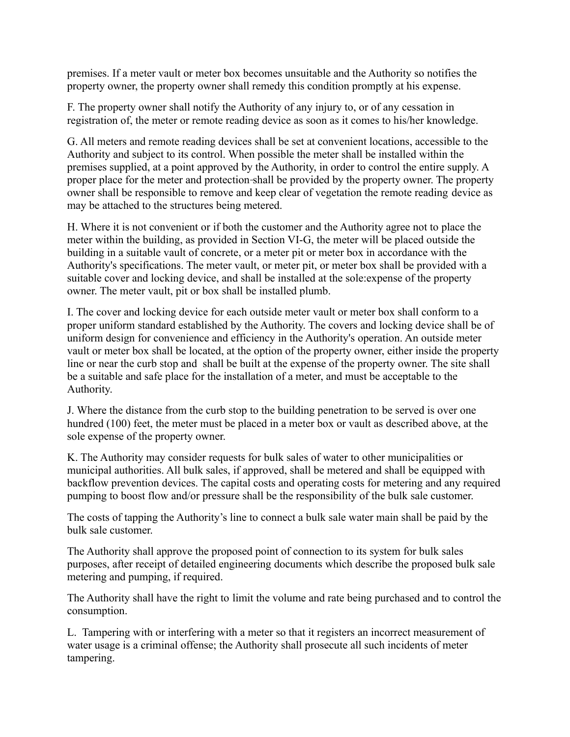premises. If a meter vault or meter box becomes unsuitable and the Authority so notifies the property owner, the property owner shall remedy this condition promptly at his expense.

F. The property owner shall notify the Authority of any injury to, or of any cessation in registration of, the meter or remote reading device as soon as it comes to his/her knowledge.

G. All meters and remote reading devices shall be set at convenient locations, accessible to the Authority and subject to its control. When possible the meter shall be installed within the premises supplied, at a point approved by the Authority, in order to control the entire supply. A proper place for the meter and protection shall be provided by the property owner. The property owner shall be responsible to remove and keep clear of vegetation the remote reading device as may be attached to the structures being metered.

H. Where it is not convenient or if both the customer and the Authority agree not to place the meter within the building, as provided in Section VI-G, the meter will be placed outside the building in a suitable vault of concrete, or a meter pit or meter box in accordance with the Authority's specifications. The meter vault, or meter pit, or meter box shall be provided with a suitable cover and locking device, and shall be installed at the sole:expense of the property owner. The meter vault, pit or box shall be installed plumb.

I. The cover and locking device for each outside meter vault or meter box shall conform to a proper uniform standard established by the Authority. The covers and locking device shall be of uniform design for convenience and efficiency in the Authority's operation. An outside meter vault or meter box shall be located, at the option of the property owner, either inside the property line or near the curb stop and shall be built at the expense of the property owner. The site shall be a suitable and safe place for the installation of a meter, and must be acceptable to the Authority.

J. Where the distance from the curb stop to the building penetration to be served is over one hundred (100) feet, the meter must be placed in a meter box or vault as described above, at the sole expense of the property owner.

K. The Authority may consider requests for bulk sales of water to other municipalities or municipal authorities. All bulk sales, if approved, shall be metered and shall be equipped with backflow prevention devices. The capital costs and operating costs for metering and any required pumping to boost flow and/or pressure shall be the responsibility of the bulk sale customer.

The costs of tapping the Authority's line to connect a bulk sale water main shall be paid by the bulk sale customer.

The Authority shall approve the proposed point of connection to its system for bulk sales purposes, after receipt of detailed engineering documents which describe the proposed bulk sale metering and pumping, if required.

The Authority shall have the right to limit the volume and rate being purchased and to control the consumption.

L. Tampering with or interfering with a meter so that it registers an incorrect measurement of water usage is a criminal offense; the Authority shall prosecute all such incidents of meter tampering.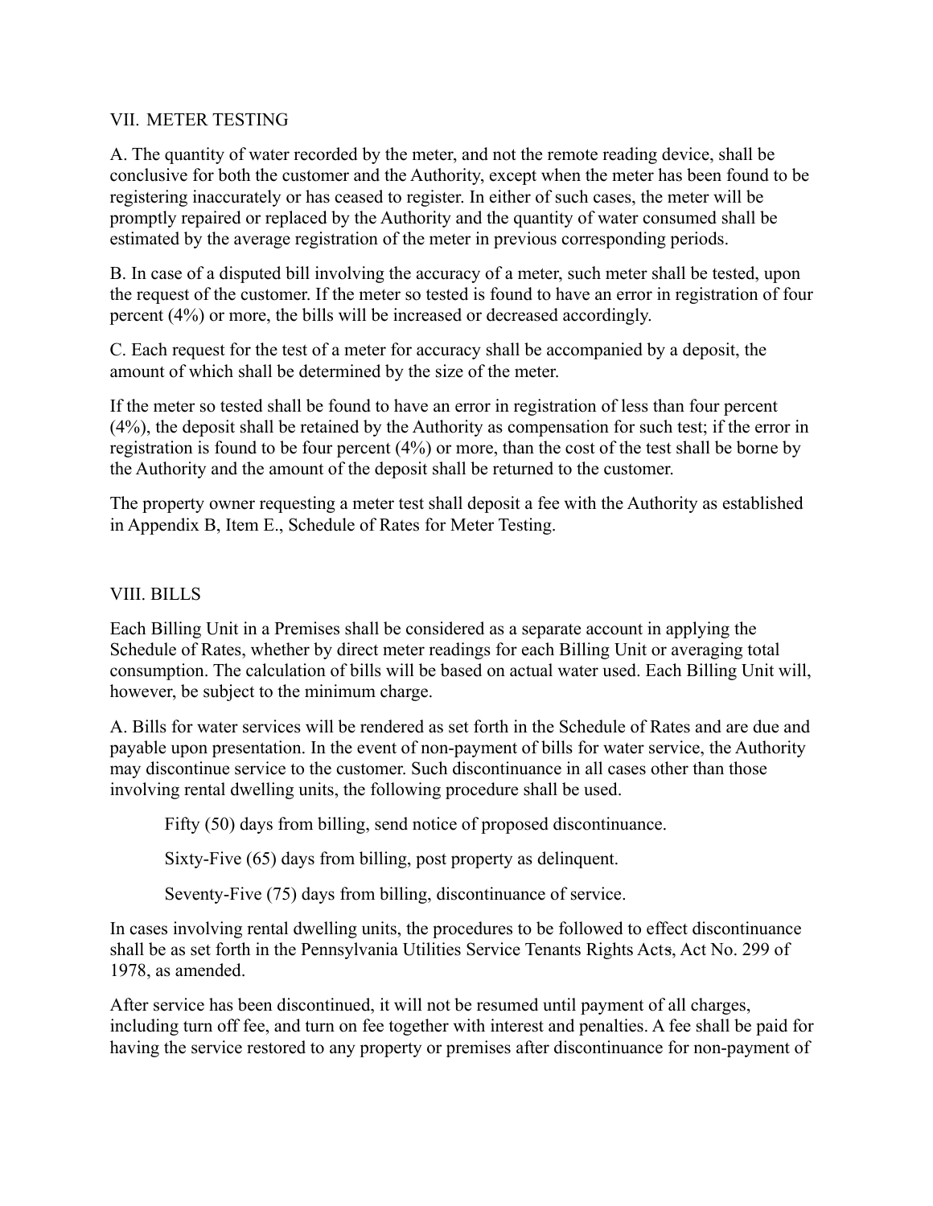## VII. METER TESTING

A. The quantity of water recorded by the meter, and not the remote reading device, shall be conclusive for both the customer and the Authority, except when the meter has been found to be registering inaccurately or has ceased to register. In either of such cases, the meter will be promptly repaired or replaced by the Authority and the quantity of water consumed shall be estimated by the average registration of the meter in previous corresponding periods.

B. In case of a disputed bill involving the accuracy of a meter, such meter shall be tested, upon the request of the customer. If the meter so tested is found to have an error in registration of four percent (4%) or more, the bills will be increased or decreased accordingly.

C. Each request for the test of a meter for accuracy shall be accompanied by a deposit, the amount of which shall be determined by the size of the meter.

If the meter so tested shall be found to have an error in registration of less than four percent (4%), the deposit shall be retained by the Authority as compensation for such test; if the error in registration is found to be four percent (4%) or more, than the cost of the test shall be borne by the Authority and the amount of the deposit shall be returned to the customer.

The property owner requesting a meter test shall deposit a fee with the Authority as established in Appendix B, Item E., Schedule of Rates for Meter Testing.

## VIII. BILLS

Each Billing Unit in a Premises shall be considered as a separate account in applying the Schedule of Rates, whether by direct meter readings for each Billing Unit or averaging total consumption. The calculation of bills will be based on actual water used. Each Billing Unit will, however, be subject to the minimum charge.

A. Bills for water services will be rendered as set forth in the Schedule of Rates and are due and payable upon presentation. In the event of non-payment of bills for water service, the Authority may discontinue service to the customer. Such discontinuance in all cases other than those involving rental dwelling units, the following procedure shall be used.

> Fifty (50) days from billing, send notice of proposed discontinuance.
>
> Sixty-Five (65) days from billing, post property as delinquent.
>
> Seventy-Five (75) days from billing, discontinuance of service.

In cases involving rental dwelling units, the procedures to be followed to effect discontinuance shall be as set forth in the Pennsylvania Utilities Service Tenants Rights Acts, Act No. 299 of 1978, as amended.

After service has been discontinued, it will not be resumed until payment of all charges, including turn off fee, and turn on fee together with interest and penalties. A fee shall be paid for having the service restored to any property or premises after discontinuance for non-payment of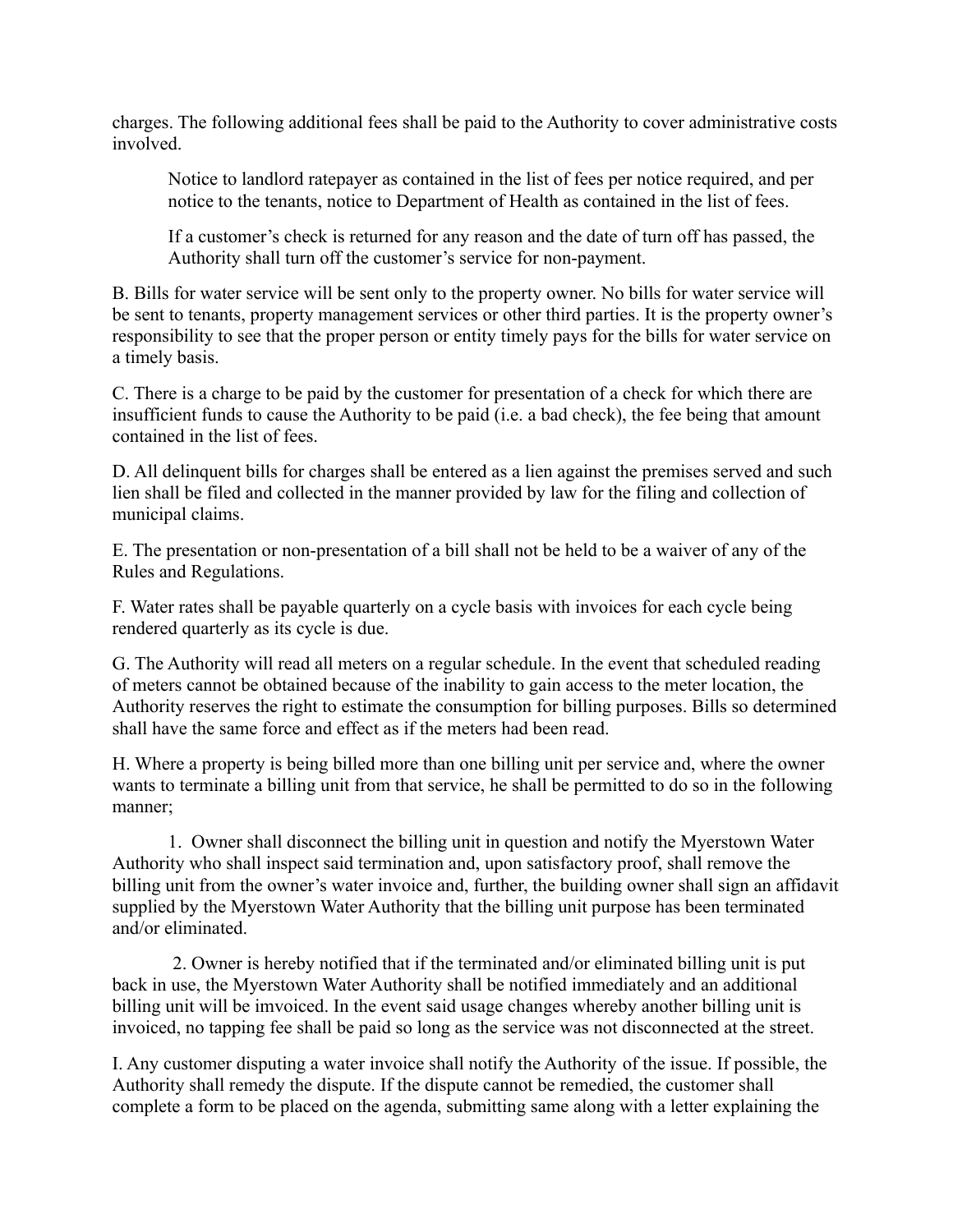charges. The following additional fees shall be paid to the Authority to cover administrative costs involved.

> Notice to landlord ratepayer as contained in the list of fees per notice required, and per notice to the tenants, notice to Department of Health as contained in the list of fees.
>
> If a customer's check is returned for any reason and the date of turn off has passed, the Authority shall turn off the customer's service for non-payment.

B. Bills for water service will be sent only to the property owner. No bills for water service will be sent to tenants, property management services or other third parties. It is the property owner's responsibility to see that the proper person or entity timely pays for the bills for water service on a timely basis.

C. There is a charge to be paid by the customer for presentation of a check for which there are insufficient funds to cause the Authority to be paid (i.e. a bad check), the fee being that amount contained in the list of fees.

D. All delinquent bills for charges shall be entered as a lien against the premises served and such lien shall be filed and collected in the manner provided by law for the filing and collection of municipal claims.

E. The presentation or non-presentation of a bill shall not be held to be a waiver of any of the Rules and Regulations.

F. Water rates shall be payable quarterly on a cycle basis with invoices for each cycle being rendered quarterly as its cycle is due.

G. The Authority will read all meters on a regular schedule. In the event that scheduled reading of meters cannot be obtained because of the inability to gain access to the meter location, the Authority reserves the right to estimate the consumption for billing purposes. Bills so determined shall have the same force and effect as if the meters had been read.

H. Where a property is being billed more than one billing unit per service and, where the owner wants to terminate a billing unit from that service, he shall be permitted to do so in the following manner;

1. Owner shall disconnect the billing unit in question and notify the Myerstown Water Authority who shall inspect said termination and, upon satisfactory proof, shall remove the billing unit from the owner's water invoice and, further, the building owner shall sign an affidavit supplied by the Myerstown Water Authority that the billing unit purpose has been terminated and/or eliminated.

2. Owner is hereby notified that if the terminated and/or eliminated billing unit is put back in use, the Myerstown Water Authority shall be notified immediately and an additional billing unit will be imvoiced. In the event said usage changes whereby another billing unit is invoiced, no tapping fee shall be paid so long as the service was not disconnected at the street.

I. Any customer disputing a water invoice shall notify the Authority of the issue. If possible, the Authority shall remedy the dispute. If the dispute cannot be remedied, the customer shall complete a form to be placed on the agenda, submitting same along with a letter explaining the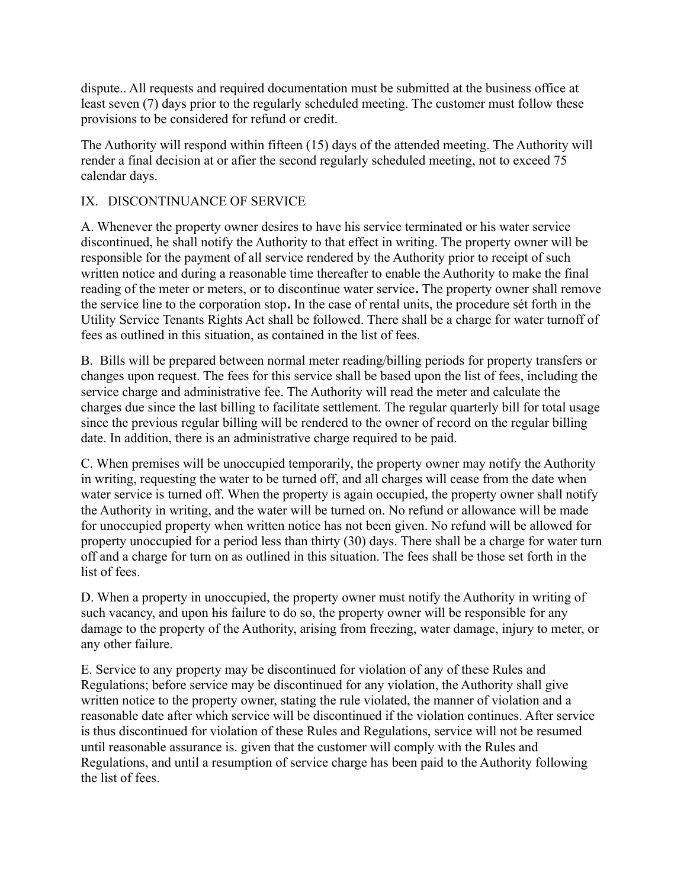dispute.. All requests and required documentation must be submitted at the business office at least seven (7) days prior to the regularly scheduled meeting. The customer must follow these provisions to be considered for refund or credit.

The Authority will respond within fifteen (15) days of the attended meeting. The Authority will render a final decision at or afier the second regularly scheduled meeting, not to exceed 75 calendar days.

## IX. DISCONTINUANCE OF SERVICE

A. Whenever the property owner desires to have his service terminated or his water service discontinued, he shall notify the Authority to that effect in writing. The property owner will be responsible for the payment of all service rendered by the Authority prior to receipt of such written notice and during a reasonable time thereafter to enable the Authority to make the final reading of the meter or meters, or to discontinue water service**.** The property owner shall remove the service line to the corporation stop**.** In the case of rental units, the procedure sét forth in the Utility Service Tenants Rights Act shall be followed. There shall be a charge for water turnoff of fees as outlined in this situation, as contained in the list of fees.

B. Bills will be prepared between normal meter reading/billing periods for property transfers or changes upon request. The fees for this service shall be based upon the list of fees, including the service charge and administrative fee. The Authority will read the meter and calculate the charges due since the last billing to facilitate settlement. The regular quarterly bill for total usage since the previous regular billing will be rendered to the owner of record on the regular billing date. In addition, there is an administrative charge required to be paid.

C. When premises will be unoccupied temporarily, the property owner may notify the Authority in writing, requesting the water to be turned off, and all charges will cease from the date when water service is turned off. When the property is again occupied, the property owner shall notify the Authority in writing, and the water will be turned on. No refund or allowance will be made for unoccupied property when written notice has not been given. No refund will be allowed for property unoccupied for a period less than thirty (30) days. There shall be a charge for water turn off and a charge for turn on as outlined in this situation. The fees shall be those set forth in the list of fees.

D. When a property in unoccupied, the property owner must notify the Authority in writing of such vacancy, and upon ~~his~~ failure to do so, the property owner will be responsible for any damage to the property of the Authority, arising from freezing, water damage, injury to meter, or any other failure.

E. Service to any property may be discontinued for violation of any of these Rules and Regulations; before service may be discontinued for any violation, the Authority shall give written notice to the property owner, stating the rule violated, the manner of violation and a reasonable date after which service will be discontinued if the violation continues. After service is thus discontinued for violation of these Rules and Regulations, service will not be resumed until reasonable assurance is. given that the customer will comply with the Rules and Regulations, and until a resumption of service charge has been paid to the Authority following the list of fees.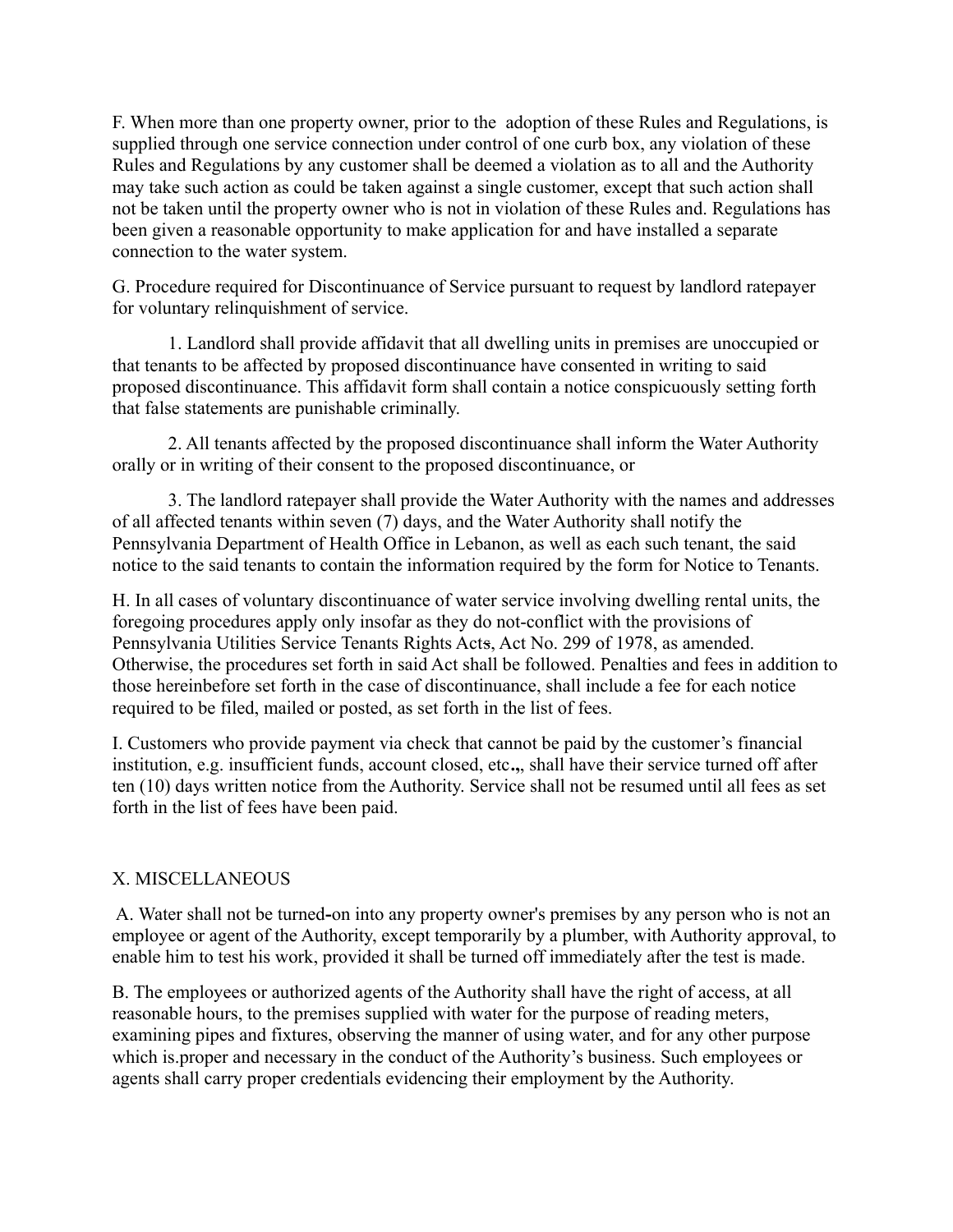F. When more than one property owner, prior to the adoption of these Rules and Regulations, is supplied through one service connection under control of one curb box, any violation of these Rules and Regulations by any customer shall be deemed a violation as to all and the Authority may take such action as could be taken against a single customer, except that such action shall not be taken until the property owner who is not in violation of these Rules and. Regulations has been given a reasonable opportunity to make application for and have installed a separate connection to the water system.

G. Procedure required for Discontinuance of Service pursuant to request by landlord ratepayer for voluntary relinquishment of service.

1. Landlord shall provide affidavit that all dwelling units in premises are unoccupied or that tenants to be affected by proposed discontinuance have consented in writing to said proposed discontinuance. This affidavit form shall contain a notice conspicuously setting forth that false statements are punishable criminally.

2. All tenants affected by the proposed discontinuance shall inform the Water Authority orally or in writing of their consent to the proposed discontinuance, or

3. The landlord ratepayer shall provide the Water Authority with the names and addresses of all affected tenants within seven (7) days, and the Water Authority shall notify the Pennsylvania Department of Health Office in Lebanon, as well as each such tenant, the said notice to the said tenants to contain the information required by the form for Notice to Tenants.

H. In all cases of voluntary discontinuance of water service involving dwelling rental units, the foregoing procedures apply only insofar as they do not-conflict with the provisions of Pennsylvania Utilities Service Tenants Rights Acts, Act No. 299 of 1978, as amended. Otherwise, the procedures set forth in said Act shall be followed. Penalties and fees in addition to those hereinbefore set forth in the case of discontinuance, shall include a fee for each notice required to be filed, mailed or posted, as set forth in the list of fees.

I. Customers who provide payment via check that cannot be paid by the customer's financial institution, e.g. insufficient funds, account closed, etc.,, shall have their service turned off after ten (10) days written notice from the Authority. Service shall not be resumed until all fees as set forth in the list of fees have been paid.

## X. MISCELLANEOUS

A. Water shall not be turned-on into any property owner's premises by any person who is not an employee or agent of the Authority, except temporarily by a plumber, with Authority approval, to enable him to test his work, provided it shall be turned off immediately after the test is made.

B. The employees or authorized agents of the Authority shall have the right of access, at all reasonable hours, to the premises supplied with water for the purpose of reading meters, examining pipes and fixtures, observing the manner of using water, and for any other purpose which is.proper and necessary in the conduct of the Authority's business. Such employees or agents shall carry proper credentials evidencing their employment by the Authority.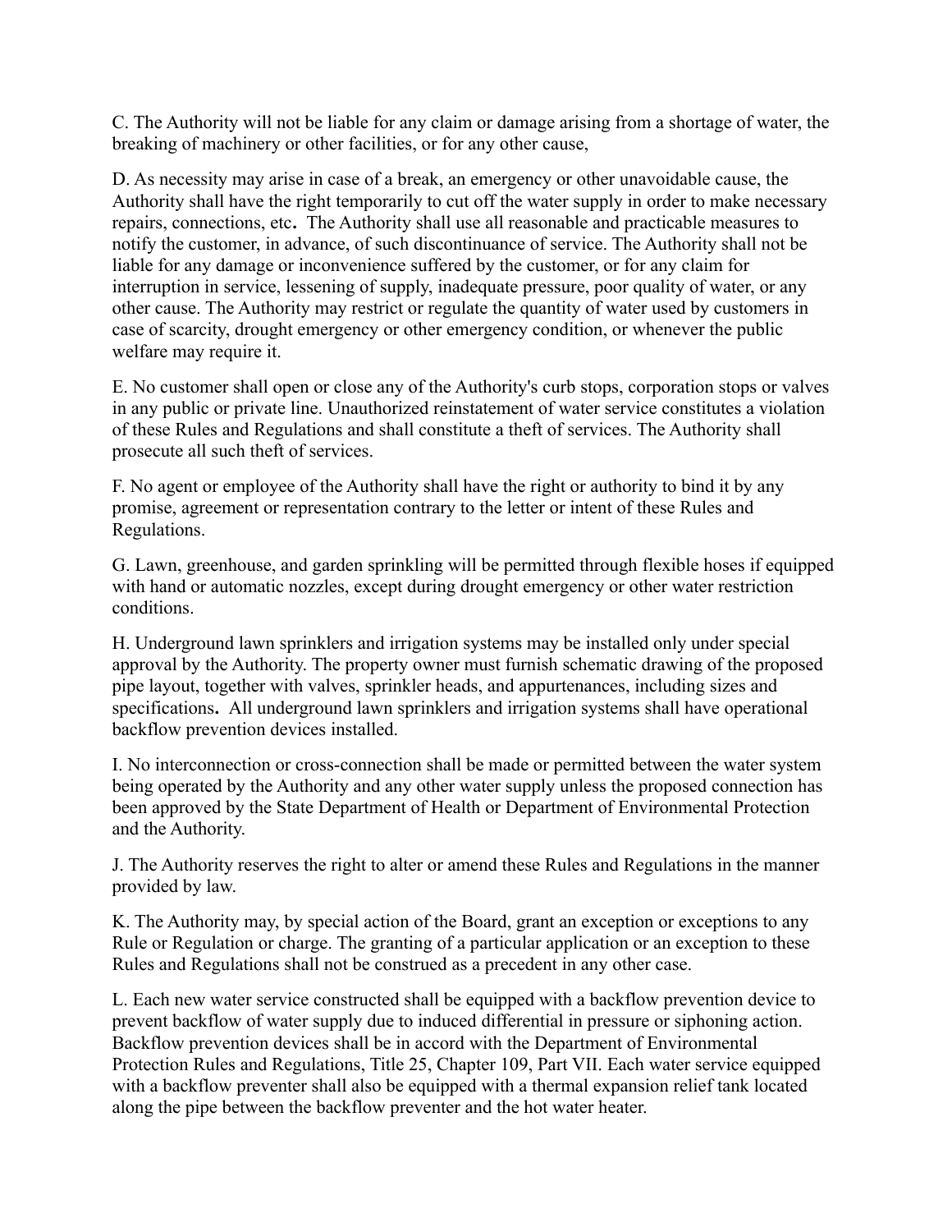C. The Authority will not be liable for any claim or damage arising from a shortage of water, the breaking of machinery or other facilities, or for any other cause,

D. As necessity may arise in case of a break, an emergency or other unavoidable cause, the Authority shall have the right temporarily to cut off the water supply in order to make necessary repairs, connections, etc**.** The Authority shall use all reasonable and practicable measures to notify the customer, in advance, of such discontinuance of service. The Authority shall not be liable for any damage or inconvenience suffered by the customer, or for any claim for interruption in service, lessening of supply, inadequate pressure, poor quality of water, or any other cause. The Authority may restrict or regulate the quantity of water used by customers in case of scarcity, drought emergency or other emergency condition, or whenever the public welfare may require it.

E. No customer shall open or close any of the Authority's curb stops, corporation stops or valves in any public or private line. Unauthorized reinstatement of water service constitutes a violation of these Rules and Regulations and shall constitute a theft of services. The Authority shall prosecute all such theft of services.

F. No agent or employee of the Authority shall have the right or authority to bind it by any promise, agreement or representation contrary to the letter or intent of these Rules and Regulations.

G. Lawn, greenhouse, and garden sprinkling will be permitted through flexible hoses if equipped with hand or automatic nozzles, except during drought emergency or other water restriction conditions.

H. Underground lawn sprinklers and irrigation systems may be installed only under special approval by the Authority. The property owner must furnish schematic drawing of the proposed pipe layout, together with valves, sprinkler heads, and appurtenances, including sizes and specifications**.** All underground lawn sprinklers and irrigation systems shall have operational backflow prevention devices installed.

I. No interconnection or cross-connection shall be made or permitted between the water system being operated by the Authority and any other water supply unless the proposed connection has been approved by the State Department of Health or Department of Environmental Protection and the Authority.

J. The Authority reserves the right to alter or amend these Rules and Regulations in the manner provided by law.

K. The Authority may, by special action of the Board, grant an exception or exceptions to any Rule or Regulation or charge. The granting of a particular application or an exception to these Rules and Regulations shall not be construed as a precedent in any other case.

L. Each new water service constructed shall be equipped with a backflow prevention device to prevent backflow of water supply due to induced differential in pressure or siphoning action. Backflow prevention devices shall be in accord with the Department of Environmental Protection Rules and Regulations, Title 25, Chapter 109, Part VII. Each water service equipped with a backflow preventer shall also be equipped with a thermal expansion relief tank located along the pipe between the backflow preventer and the hot water heater.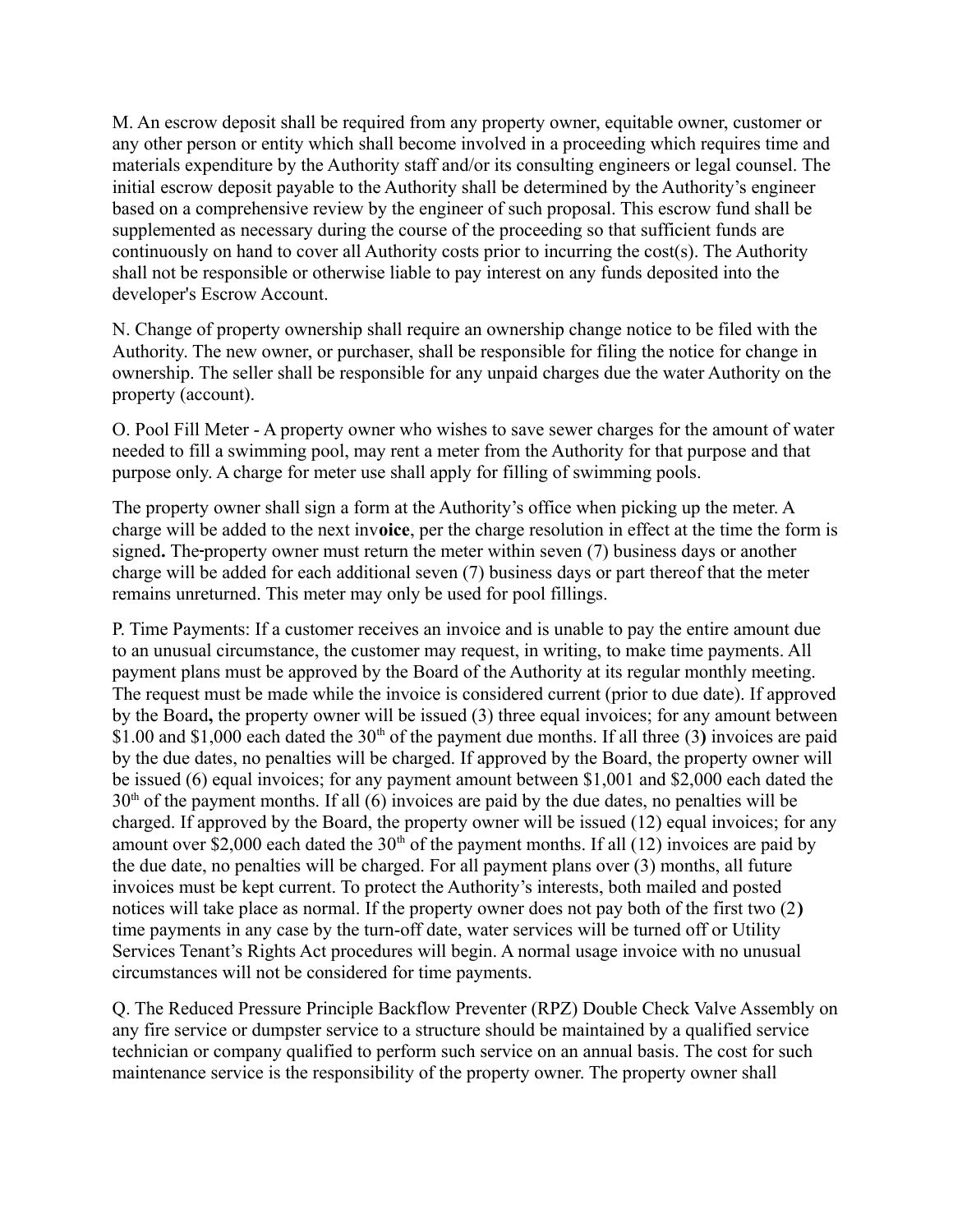M. An escrow deposit shall be required from any property owner, equitable owner, customer or any other person or entity which shall become involved in a proceeding which requires time and materials expenditure by the Authority staff and/or its consulting engineers or legal counsel. The initial escrow deposit payable to the Authority shall be determined by the Authority's engineer based on a comprehensive review by the engineer of such proposal. This escrow fund shall be supplemented as necessary during the course of the proceeding so that sufficient funds are continuously on hand to cover all Authority costs prior to incurring the cost(s). The Authority shall not be responsible or otherwise liable to pay interest on any funds deposited into the developer's Escrow Account.

N. Change of property ownership shall require an ownership change notice to be filed with the Authority. The new owner, or purchaser, shall be responsible for filing the notice for change in ownership. The seller shall be responsible for any unpaid charges due the water Authority on the property (account).

O. Pool Fill Meter - A property owner who wishes to save sewer charges for the amount of water needed to fill a swimming pool, may rent a meter from the Authority for that purpose and that purpose only. A charge for meter use shall apply for filling of swimming pools.

The property owner shall sign a form at the Authority's office when picking up the meter. A charge will be added to the next invoice, per the charge resolution in effect at the time the form is signed. The property owner must return the meter within seven (7) business days or another charge will be added for each additional seven (7) business days or part thereof that the meter remains unreturned. This meter may only be used for pool fillings.

P. Time Payments: If a customer receives an invoice and is unable to pay the entire amount due to an unusual circumstance, the customer may request, in writing, to make time payments. All payment plans must be approved by the Board of the Authority at its regular monthly meeting. The request must be made while the invoice is considered current (prior to due date). If approved by the Board, the property owner will be issued (3) three equal invoices; for any amount between \$1.00 and \$1,000 each dated the 30th of the payment due months. If all three (3) invoices are paid by the due dates, no penalties will be charged. If approved by the Board, the property owner will be issued (6) equal invoices; for any payment amount between \$1,001 and \$2,000 each dated the 30th of the payment months. If all (6) invoices are paid by the due dates, no penalties will be charged. If approved by the Board, the property owner will be issued (12) equal invoices; for any amount over \$2,000 each dated the 30th of the payment months. If all (12) invoices are paid by the due date, no penalties will be charged. For all payment plans over (3) months, all future invoices must be kept current. To protect the Authority's interests, both mailed and posted notices will take place as normal. If the property owner does not pay both of the first two (2) time payments in any case by the turn-off date, water services will be turned off or Utility Services Tenant's Rights Act procedures will begin. A normal usage invoice with no unusual circumstances will not be considered for time payments.

Q. The Reduced Pressure Principle Backflow Preventer (RPZ) Double Check Valve Assembly on any fire service or dumpster service to a structure should be maintained by a qualified service technician or company qualified to perform such service on an annual basis. The cost for such maintenance service is the responsibility of the property owner. The property owner shall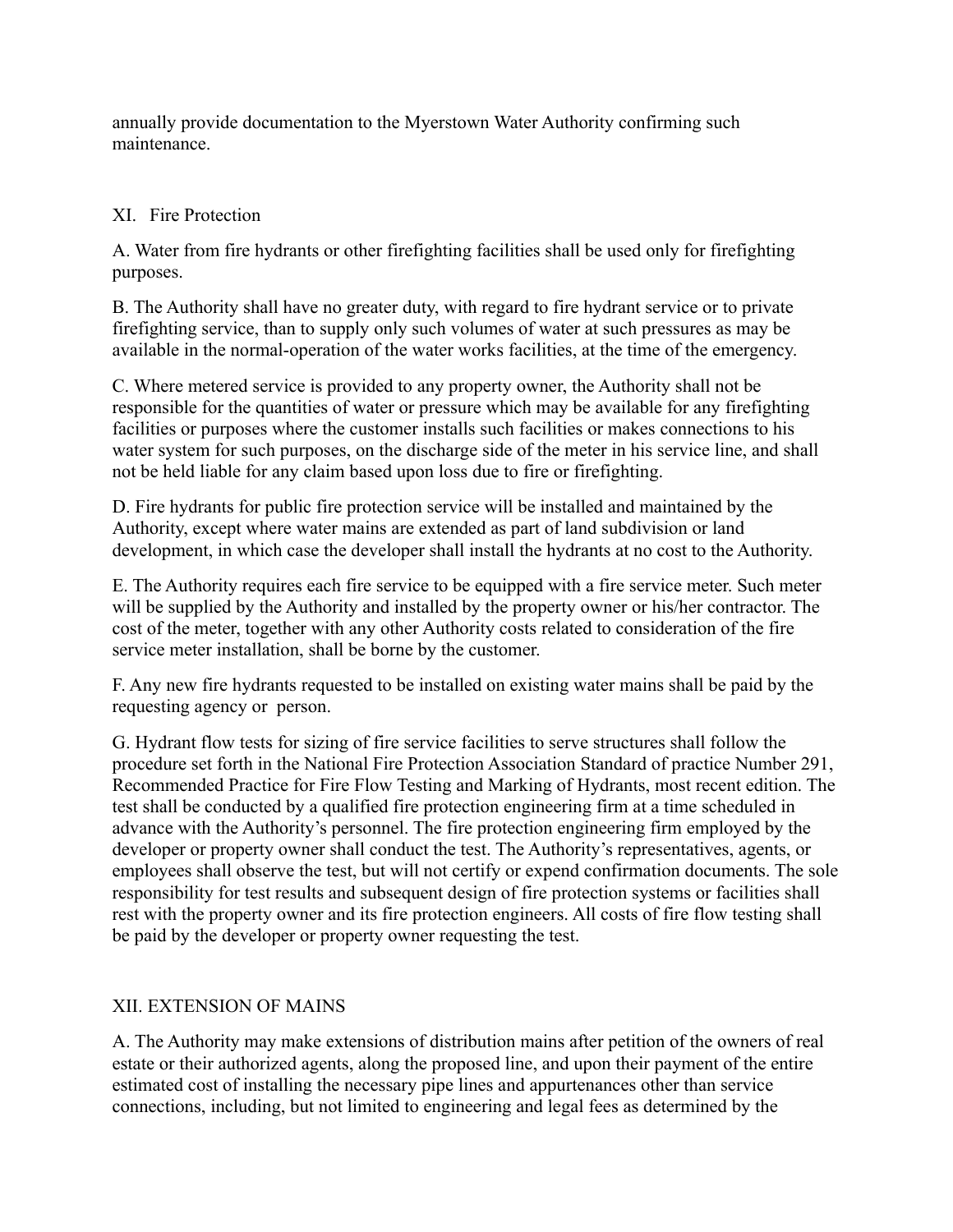annually provide documentation to the Myerstown Water Authority confirming such maintenance.

## XI. Fire Protection

A. Water from fire hydrants or other firefighting facilities shall be used only for firefighting purposes.

B. The Authority shall have no greater duty, with regard to fire hydrant service or to private firefighting service, than to supply only such volumes of water at such pressures as may be available in the normal-operation of the water works facilities, at the time of the emergency.

C. Where metered service is provided to any property owner, the Authority shall not be responsible for the quantities of water or pressure which may be available for any firefighting facilities or purposes where the customer installs such facilities or makes connections to his water system for such purposes, on the discharge side of the meter in his service line, and shall not be held liable for any claim based upon loss due to fire or firefighting.

D. Fire hydrants for public fire protection service will be installed and maintained by the Authority, except where water mains are extended as part of land subdivision or land development, in which case the developer shall install the hydrants at no cost to the Authority.

E. The Authority requires each fire service to be equipped with a fire service meter. Such meter will be supplied by the Authority and installed by the property owner or his/her contractor. The cost of the meter, together with any other Authority costs related to consideration of the fire service meter installation, shall be borne by the customer.

F. Any new fire hydrants requested to be installed on existing water mains shall be paid by the requesting agency or person.

G. Hydrant flow tests for sizing of fire service facilities to serve structures shall follow the procedure set forth in the National Fire Protection Association Standard of practice Number 291, Recommended Practice for Fire Flow Testing and Marking of Hydrants, most recent edition. The test shall be conducted by a qualified fire protection engineering firm at a time scheduled in advance with the Authority's personnel. The fire protection engineering firm employed by the developer or property owner shall conduct the test. The Authority's representatives, agents, or employees shall observe the test, but will not certify or expend confirmation documents. The sole responsibility for test results and subsequent design of fire protection systems or facilities shall rest with the property owner and its fire protection engineers. All costs of fire flow testing shall be paid by the developer or property owner requesting the test.

## XII. EXTENSION OF MAINS

A. The Authority may make extensions of distribution mains after petition of the owners of real estate or their authorized agents, along the proposed line, and upon their payment of the entire estimated cost of installing the necessary pipe lines and appurtenances other than service connections, including, but not limited to engineering and legal fees as determined by the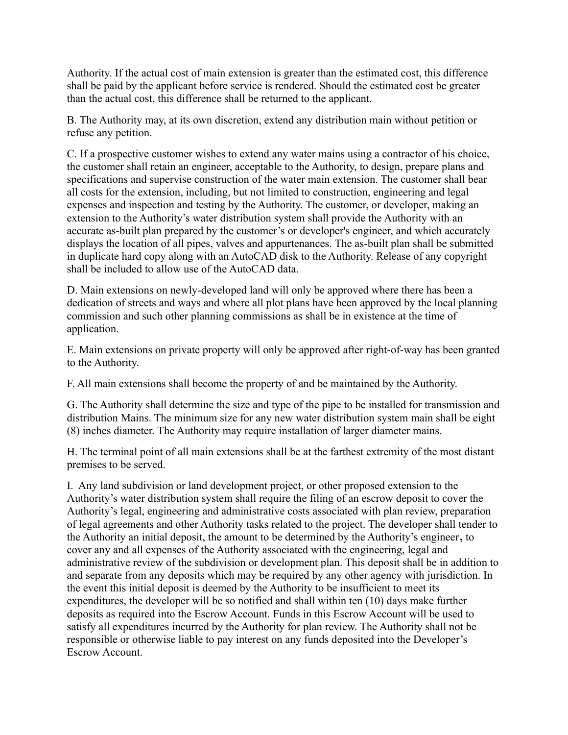Authority. If the actual cost of main extension is greater than the estimated cost, this difference shall be paid by the applicant before service is rendered. Should the estimated cost be greater than the actual cost, this difference shall be returned to the applicant.

B. The Authority may, at its own discretion, extend any distribution main without petition or refuse any petition.

C. If a prospective customer wishes to extend any water mains using a contractor of his choice, the customer shall retain an engineer, acceptable to the Authority, to design, prepare plans and specifications and supervise construction of the water main extension. The customer shall bear all costs for the extension, including, but not limited to construction, engineering and legal expenses and inspection and testing by the Authority. The customer, or developer, making an extension to the Authority's water distribution system shall provide the Authority with an accurate as-built plan prepared by the customer's or developer's engineer, and which accurately displays the location of all pipes, valves and appurtenances. The as-built plan shall be submitted in duplicate hard copy along with an AutoCAD disk to the Authority. Release of any copyright shall be included to allow use of the AutoCAD data.

D. Main extensions on newly-developed land will only be approved where there has been a dedication of streets and ways and where all plot plans have been approved by the local planning commission and such other planning commissions as shall be in existence at the time of application.

E. Main extensions on private property will only be approved after right-of-way has been granted to the Authority.

F. All main extensions shall become the property of and be maintained by the Authority.

G. The Authority shall determine the size and type of the pipe to be installed for transmission and distribution Mains. The minimum size for any new water distribution system main shall be eight (8) inches diameter. The Authority may require installation of larger diameter mains.

H. The terminal point of all main extensions shall be at the farthest extremity of the most distant premises to be served.

I. Any land subdivision or land development project, or other proposed extension to the Authority's water distribution system shall require the filing of an escrow deposit to cover the Authority's legal, engineering and administrative costs associated with plan review, preparation of legal agreements and other Authority tasks related to the project. The developer shall tender to the Authority an initial deposit, the amount to be determined by the Authority's engineer**,** to cover any and all expenses of the Authority associated with the engineering, legal and administrative review of the subdivision or development plan. This deposit shall be in addition to and separate from any deposits which may be required by any other agency with jurisdiction. In the event this initial deposit is deemed by the Authority to be insufficient to meet its expenditures, the developer will be so notified and shall within ten (10) days make further deposits as required into the Escrow Account. Funds in this Escrow Account will be used to satisfy all expenditures incurred by the Authority for plan review. The Authority shall not be responsible or otherwise liable to pay interest on any funds deposited into the Developer's Escrow Account.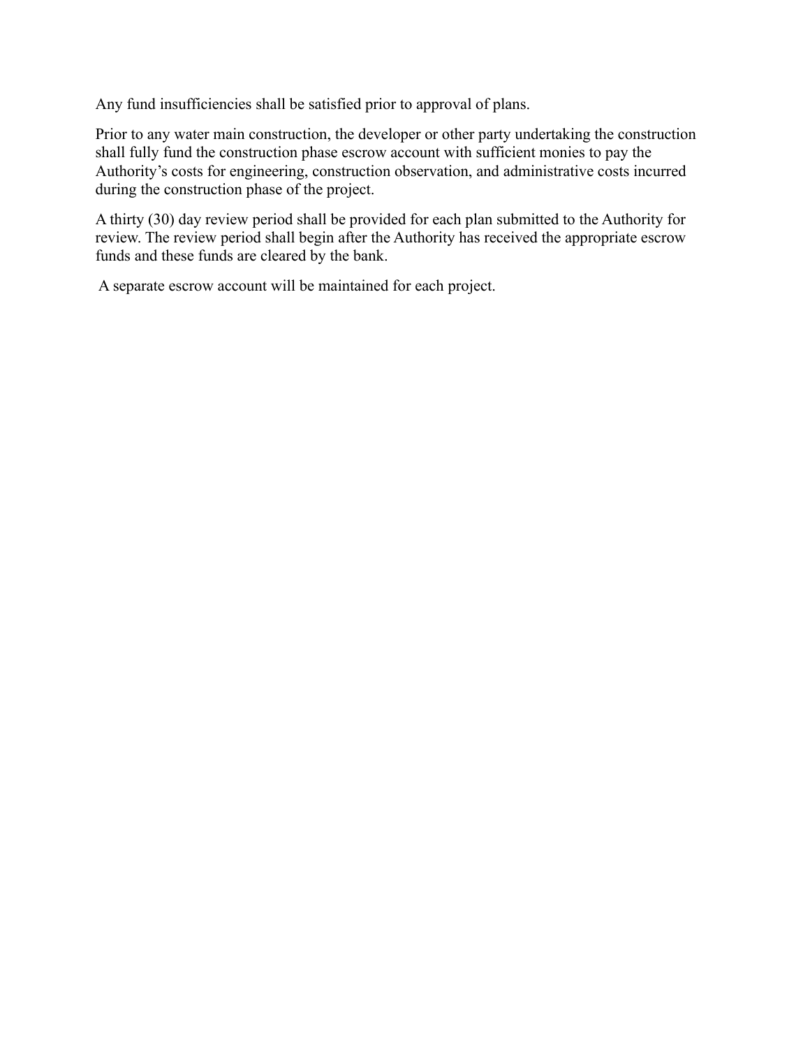Any fund insufficiencies shall be satisfied prior to approval of plans.

Prior to any water main construction, the developer or other party undertaking the construction shall fully fund the construction phase escrow account with sufficient monies to pay the Authority's costs for engineering, construction observation, and administrative costs incurred during the construction phase of the project.

A thirty (30) day review period shall be provided for each plan submitted to the Authority for review. The review period shall begin after the Authority has received the appropriate escrow funds and these funds are cleared by the bank.

A separate escrow account will be maintained for each project.